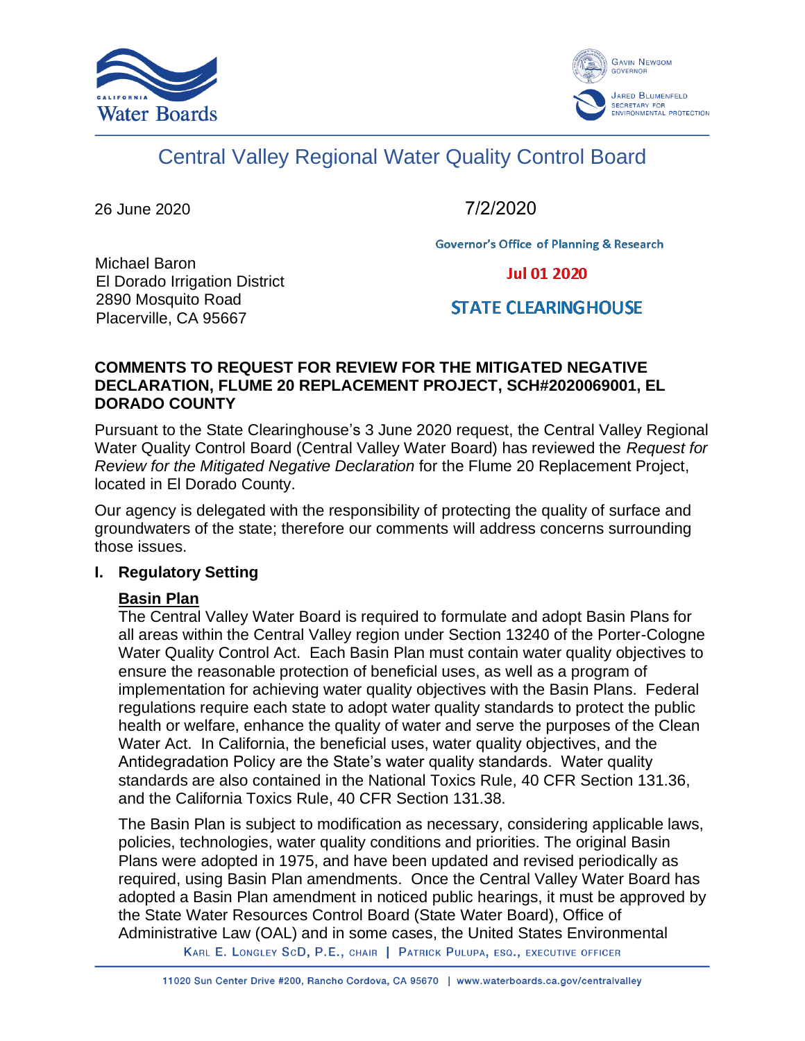# Central Valley Regional Water Quality Control Board

26 June 2020

7/2/2020

Governor's Office of Planning & Research

Jul 01 2020

STATE CLEARINGHOUSE

Michael Baron
El Dorado Irrigation District
2890 Mosquito Road
Placerville, CA 95667

**COMMENTS TO REQUEST FOR REVIEW FOR THE MITIGATED NEGATIVE DECLARATION, FLUME 20 REPLACEMENT PROJECT, SCH#2020069001, EL DORADO COUNTY**

Pursuant to the State Clearinghouse's 3 June 2020 request, the Central Valley Regional Water Quality Control Board (Central Valley Water Board) has reviewed the *Request for Review for the Mitigated Negative Declaration* for the Flume 20 Replacement Project, located in El Dorado County.

Our agency is delegated with the responsibility of protecting the quality of surface and groundwaters of the state; therefore our comments will address concerns surrounding those issues.

## I. Regulatory Setting

**Basin Plan**

The Central Valley Water Board is required to formulate and adopt Basin Plans for all areas within the Central Valley region under Section 13240 of the Porter-Cologne Water Quality Control Act. Each Basin Plan must contain water quality objectives to ensure the reasonable protection of beneficial uses, as well as a program of implementation for achieving water quality objectives with the Basin Plans. Federal regulations require each state to adopt water quality standards to protect the public health or welfare, enhance the quality of water and serve the purposes of the Clean Water Act. In California, the beneficial uses, water quality objectives, and the Antidegradation Policy are the State's water quality standards. Water quality standards are also contained in the National Toxics Rule, 40 CFR Section 131.36, and the California Toxics Rule, 40 CFR Section 131.38.

The Basin Plan is subject to modification as necessary, considering applicable laws, policies, technologies, water quality conditions and priorities. The original Basin Plans were adopted in 1975, and have been updated and revised periodically as required, using Basin Plan amendments. Once the Central Valley Water Board has adopted a Basin Plan amendment in noticed public hearings, it must be approved by the State Water Resources Control Board (State Water Board), Office of Administrative Law (OAL) and in some cases, the United States Environmental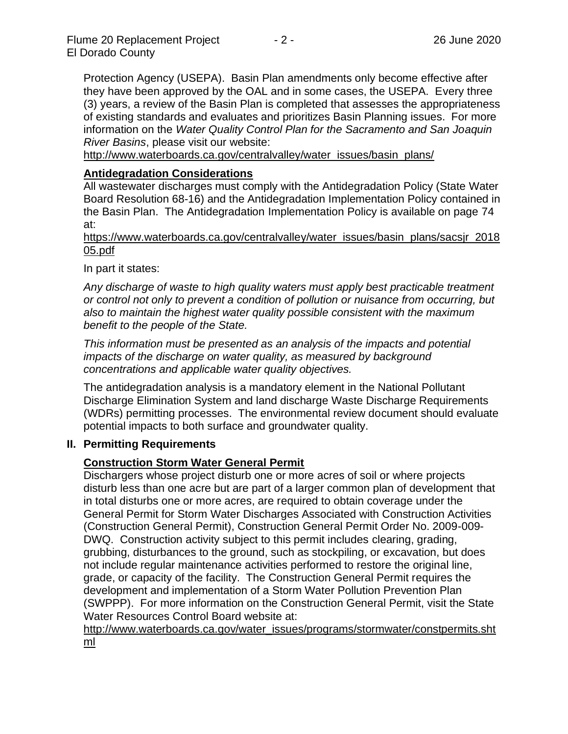Protection Agency (USEPA). Basin Plan amendments only become effective after they have been approved by the OAL and in some cases, the USEPA. Every three (3) years, a review of the Basin Plan is completed that assesses the appropriateness of existing standards and evaluates and prioritizes Basin Planning issues. For more information on the *Water Quality Control Plan for the Sacramento and San Joaquin River Basins*, please visit our website:
http://www.waterboards.ca.gov/centralvalley/water_issues/basin_plans/

### Antidegradation Considerations

All wastewater discharges must comply with the Antidegradation Policy (State Water Board Resolution 68-16) and the Antidegradation Implementation Policy contained in the Basin Plan. The Antidegradation Implementation Policy is available on page 74 at:
https://www.waterboards.ca.gov/centralvalley/water_issues/basin_plans/sacsjr_201805.pdf

In part it states:

*Any discharge of waste to high quality waters must apply best practicable treatment or control not only to prevent a condition of pollution or nuisance from occurring, but also to maintain the highest water quality possible consistent with the maximum benefit to the people of the State.*

*This information must be presented as an analysis of the impacts and potential impacts of the discharge on water quality, as measured by background concentrations and applicable water quality objectives.*

The antidegradation analysis is a mandatory element in the National Pollutant Discharge Elimination System and land discharge Waste Discharge Requirements (WDRs) permitting processes. The environmental review document should evaluate potential impacts to both surface and groundwater quality.

## II. Permitting Requirements

### Construction Storm Water General Permit

Dischargers whose project disturb one or more acres of soil or where projects disturb less than one acre but are part of a larger common plan of development that in total disturbs one or more acres, are required to obtain coverage under the General Permit for Storm Water Discharges Associated with Construction Activities (Construction General Permit), Construction General Permit Order No. 2009-009-DWQ. Construction activity subject to this permit includes clearing, grading, grubbing, disturbances to the ground, such as stockpiling, or excavation, but does not include regular maintenance activities performed to restore the original line, grade, or capacity of the facility. The Construction General Permit requires the development and implementation of a Storm Water Pollution Prevention Plan (SWPPP). For more information on the Construction General Permit, visit the State Water Resources Control Board website at:
http://www.waterboards.ca.gov/water_issues/programs/stormwater/constpermits.shtml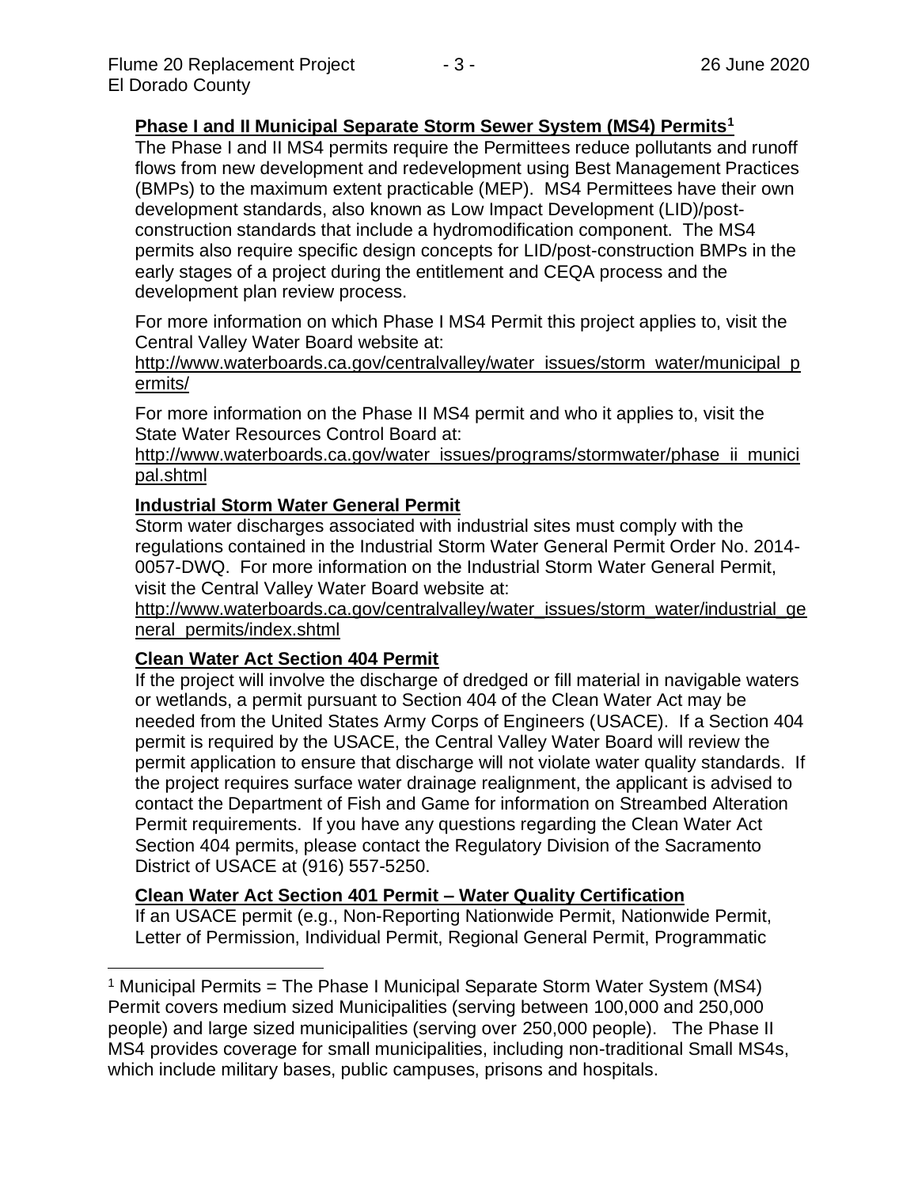**Phase I and II Municipal Separate Storm Sewer System (MS4) Permits**[1]

The Phase I and II MS4 permits require the Permittees reduce pollutants and runoff flows from new development and redevelopment using Best Management Practices (BMPs) to the maximum extent practicable (MEP). MS4 Permittees have their own development standards, also known as Low Impact Development (LID)/post-construction standards that include a hydromodification component. The MS4 permits also require specific design concepts for LID/post-construction BMPs in the early stages of a project during the entitlement and CEQA process and the development plan review process.

For more information on which Phase I MS4 Permit this project applies to, visit the Central Valley Water Board website at:
http://www.waterboards.ca.gov/centralvalley/water_issues/storm_water/municipal_permits/

For more information on the Phase II MS4 permit and who it applies to, visit the State Water Resources Control Board at:
http://www.waterboards.ca.gov/water_issues/programs/stormwater/phase_ii_municipal.shtml

**Industrial Storm Water General Permit**

Storm water discharges associated with industrial sites must comply with the regulations contained in the Industrial Storm Water General Permit Order No. 2014-0057-DWQ. For more information on the Industrial Storm Water General Permit, visit the Central Valley Water Board website at:
http://www.waterboards.ca.gov/centralvalley/water_issues/storm_water/industrial_general_permits/index.shtml

**Clean Water Act Section 404 Permit**

If the project will involve the discharge of dredged or fill material in navigable waters or wetlands, a permit pursuant to Section 404 of the Clean Water Act may be needed from the United States Army Corps of Engineers (USACE). If a Section 404 permit is required by the USACE, the Central Valley Water Board will review the permit application to ensure that discharge will not violate water quality standards. If the project requires surface water drainage realignment, the applicant is advised to contact the Department of Fish and Game for information on Streambed Alteration Permit requirements. If you have any questions regarding the Clean Water Act Section 404 permits, please contact the Regulatory Division of the Sacramento District of USACE at (916) 557-5250.

**Clean Water Act Section 401 Permit – Water Quality Certification**

If an USACE permit (e.g., Non-Reporting Nationwide Permit, Nationwide Permit, Letter of Permission, Individual Permit, Regional General Permit, Programmatic

---

[1] Municipal Permits = The Phase I Municipal Separate Storm Water System (MS4) Permit covers medium sized Municipalities (serving between 100,000 and 250,000 people) and large sized municipalities (serving over 250,000 people). The Phase II MS4 provides coverage for small municipalities, including non-traditional Small MS4s, which include military bases, public campuses, prisons and hospitals.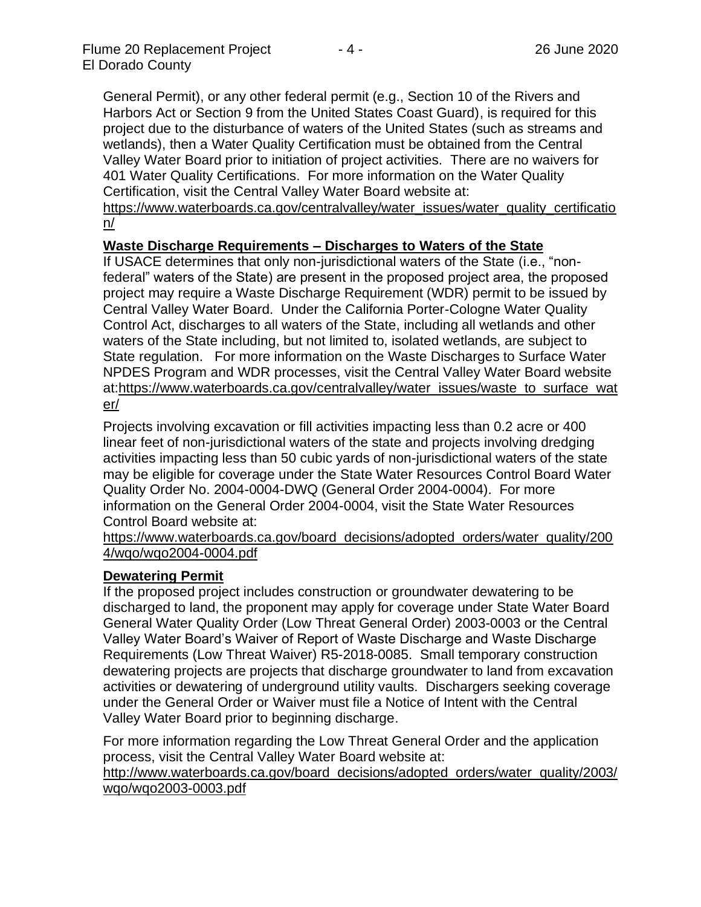General Permit), or any other federal permit (e.g., Section 10 of the Rivers and Harbors Act or Section 9 from the United States Coast Guard), is required for this project due to the disturbance of waters of the United States (such as streams and wetlands), then a Water Quality Certification must be obtained from the Central Valley Water Board prior to initiation of project activities. There are no waivers for 401 Water Quality Certifications. For more information on the Water Quality Certification, visit the Central Valley Water Board website at: https://www.waterboards.ca.gov/centralvalley/water_issues/water_quality_certification/

**Waste Discharge Requirements – Discharges to Waters of the State**

If USACE determines that only non-jurisdictional waters of the State (i.e., "non-federal" waters of the State) are present in the proposed project area, the proposed project may require a Waste Discharge Requirement (WDR) permit to be issued by Central Valley Water Board. Under the California Porter-Cologne Water Quality Control Act, discharges to all waters of the State, including all wetlands and other waters of the State including, but not limited to, isolated wetlands, are subject to State regulation. For more information on the Waste Discharges to Surface Water NPDES Program and WDR processes, visit the Central Valley Water Board website at:https://www.waterboards.ca.gov/centralvalley/water_issues/waste_to_surface_water/

Projects involving excavation or fill activities impacting less than 0.2 acre or 400 linear feet of non-jurisdictional waters of the state and projects involving dredging activities impacting less than 50 cubic yards of non-jurisdictional waters of the state may be eligible for coverage under the State Water Resources Control Board Water Quality Order No. 2004-0004-DWQ (General Order 2004-0004). For more information on the General Order 2004-0004, visit the State Water Resources Control Board website at: https://www.waterboards.ca.gov/board_decisions/adopted_orders/water_quality/2004/wqo/wqo2004-0004.pdf

**Dewatering Permit**

If the proposed project includes construction or groundwater dewatering to be discharged to land, the proponent may apply for coverage under State Water Board General Water Quality Order (Low Threat General Order) 2003-0003 or the Central Valley Water Board's Waiver of Report of Waste Discharge and Waste Discharge Requirements (Low Threat Waiver) R5-2018-0085. Small temporary construction dewatering projects are projects that discharge groundwater to land from excavation activities or dewatering of underground utility vaults. Dischargers seeking coverage under the General Order or Waiver must file a Notice of Intent with the Central Valley Water Board prior to beginning discharge.

For more information regarding the Low Threat General Order and the application process, visit the Central Valley Water Board website at: http://www.waterboards.ca.gov/board_decisions/adopted_orders/water_quality/2003/wqo/wqo2003-0003.pdf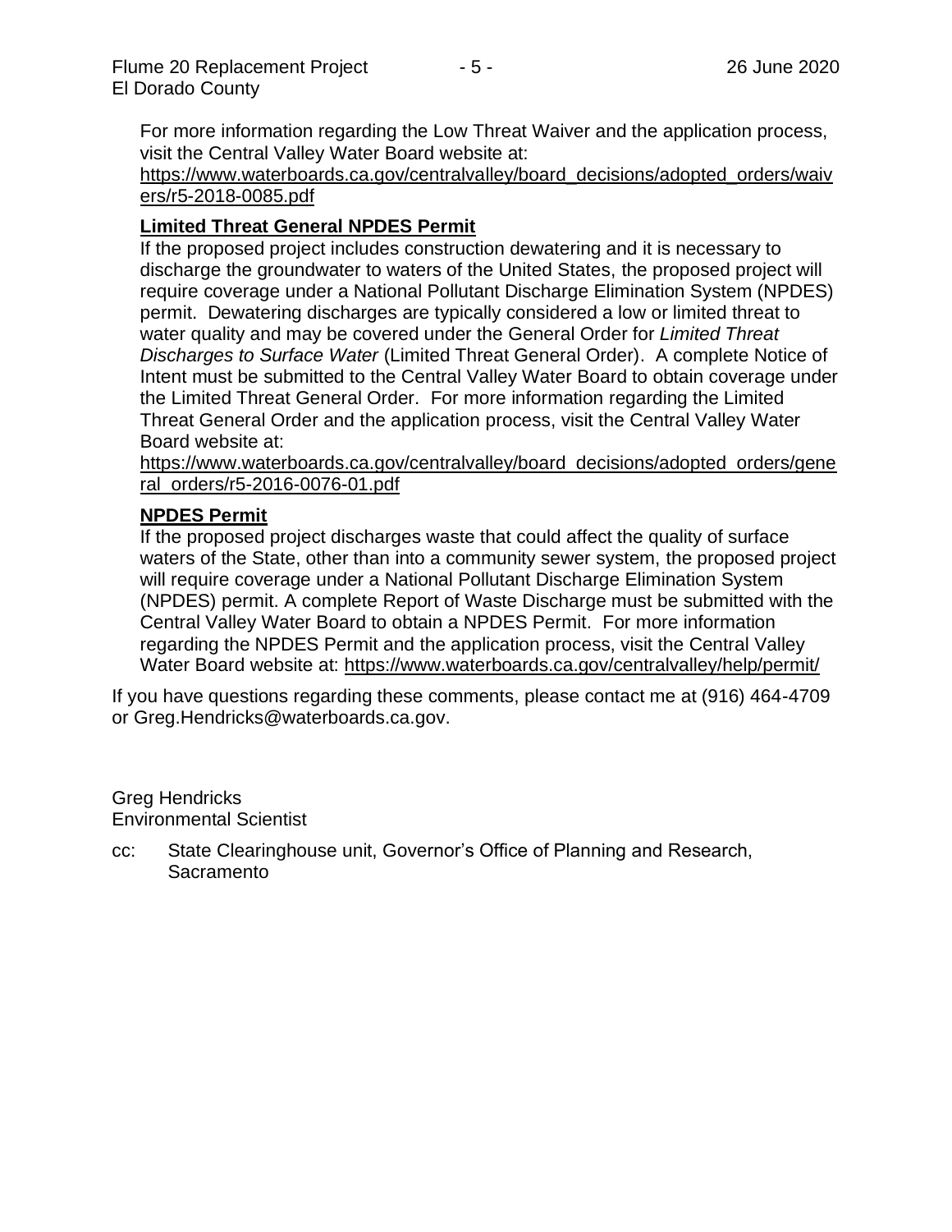For more information regarding the Low Threat Waiver and the application process, visit the Central Valley Water Board website at:
https://www.waterboards.ca.gov/centralvalley/board_decisions/adopted_orders/waivers/r5-2018-0085.pdf

**Limited Threat General NPDES Permit**

If the proposed project includes construction dewatering and it is necessary to discharge the groundwater to waters of the United States, the proposed project will require coverage under a National Pollutant Discharge Elimination System (NPDES) permit. Dewatering discharges are typically considered a low or limited threat to water quality and may be covered under the General Order for *Limited Threat Discharges to Surface Water* (Limited Threat General Order). A complete Notice of Intent must be submitted to the Central Valley Water Board to obtain coverage under the Limited Threat General Order. For more information regarding the Limited Threat General Order and the application process, visit the Central Valley Water Board website at:
https://www.waterboards.ca.gov/centralvalley/board_decisions/adopted_orders/general_orders/r5-2016-0076-01.pdf

**NPDES Permit**

If the proposed project discharges waste that could affect the quality of surface waters of the State, other than into a community sewer system, the proposed project will require coverage under a National Pollutant Discharge Elimination System (NPDES) permit. A complete Report of Waste Discharge must be submitted with the Central Valley Water Board to obtain a NPDES Permit. For more information regarding the NPDES Permit and the application process, visit the Central Valley Water Board website at: https://www.waterboards.ca.gov/centralvalley/help/permit/

If you have questions regarding these comments, please contact me at (916) 464-4709 or Greg.Hendricks@waterboards.ca.gov.

Greg Hendricks
Environmental Scientist

cc: State Clearinghouse unit, Governor's Office of Planning and Research, Sacramento